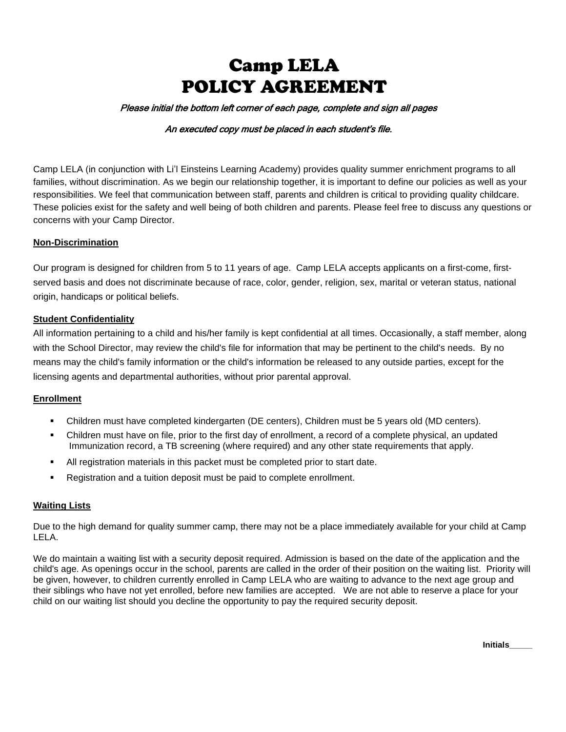# Camp LELA
# POLICY AGREEMENT

*Please initial the bottom left corner of each page, complete and sign all pages*

*An executed copy must be placed in each student's file.*

Camp LELA (in conjunction with Li'l Einsteins Learning Academy) provides quality summer enrichment programs to all families, without discrimination. As we begin our relationship together, it is important to define our policies as well as your responsibilities. We feel that communication between staff, parents and children is critical to providing quality childcare. These policies exist for the safety and well being of both children and parents. Please feel free to discuss any questions or concerns with your Camp Director.

**Non-Discrimination**

Our program is designed for children from 5 to 11 years of age. Camp LELA accepts applicants on a first-come, first-served basis and does not discriminate because of race, color, gender, religion, sex, marital or veteran status, national origin, handicaps or political beliefs.

**Student Confidentiality**

All information pertaining to a child and his/her family is kept confidential at all times. Occasionally, a staff member, along with the School Director, may review the child's file for information that may be pertinent to the child's needs. By no means may the child's family information or the child's information be released to any outside parties, except for the licensing agents and departmental authorities, without prior parental approval.

**Enrollment**

- Children must have completed kindergarten (DE centers), Children must be 5 years old (MD centers).
- Children must have on file, prior to the first day of enrollment, a record of a complete physical, an updated Immunization record, a TB screening (where required) and any other state requirements that apply.
- All registration materials in this packet must be completed prior to start date.
- Registration and a tuition deposit must be paid to complete enrollment.

**Waiting Lists**

Due to the high demand for quality summer camp, there may not be a place immediately available for your child at Camp LELA.

We do maintain a waiting list with a security deposit required. Admission is based on the date of the application and the child's age. As openings occur in the school, parents are called in the order of their position on the waiting list. Priority will be given, however, to children currently enrolled in Camp LELA who are waiting to advance to the next age group and their siblings who have not yet enrolled, before new families are accepted. We are not able to reserve a place for your child on our waiting list should you decline the opportunity to pay the required security deposit.

**Initials_____**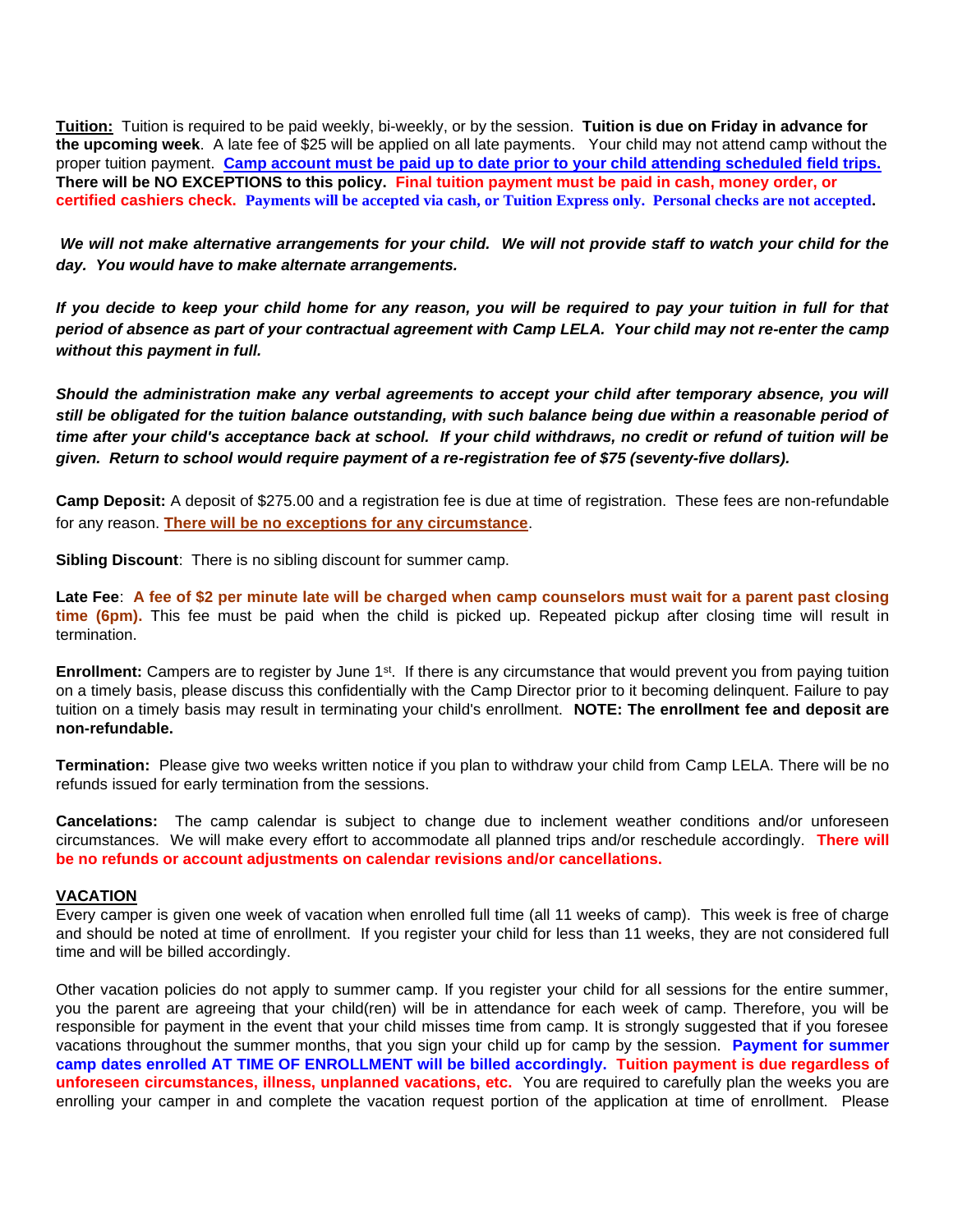**Tuition:** Tuition is required to be paid weekly, bi-weekly, or by the session. **Tuition is due on Friday in advance for the upcoming week**. A late fee of $25 will be applied on all late payments. Your child may not attend camp without the proper tuition payment. **Camp account must be paid up to date prior to your child attending scheduled field trips. There will be NO EXCEPTIONS to this policy. Final tuition payment must be paid in cash, money order, or certified cashiers check. Payments will be accepted via cash, or Tuition Express only. Personal checks are not accepted.**

***We will not make alternative arrangements for your child. We will not provide staff to watch your child for the day. You would have to make alternate arrangements.***

***If you decide to keep your child home for any reason, you will be required to pay your tuition in full for that period of absence as part of your contractual agreement with Camp LELA. Your child may not re-enter the camp without this payment in full.***

***Should the administration make any verbal agreements to accept your child after temporary absence, you will still be obligated for the tuition balance outstanding, with such balance being due within a reasonable period of time after your child's acceptance back at school. If your child withdraws, no credit or refund of tuition will be given. Return to school would require payment of a re-registration fee of $75 (seventy-five dollars).***

**Camp Deposit:** A deposit of $275.00 and a registration fee is due at time of registration. These fees are non-refundable for any reason. **There will be no exceptions for any circumstance**.

**Sibling Discount**: There is no sibling discount for summer camp.

**Late Fee**: **A fee of $2 per minute late will be charged when camp counselors must wait for a parent past closing time (6pm).** This fee must be paid when the child is picked up. Repeated pickup after closing time will result in termination.

**Enrollment:** Campers are to register by June 1st. If there is any circumstance that would prevent you from paying tuition on a timely basis, please discuss this confidentially with the Camp Director prior to it becoming delinquent. Failure to pay tuition on a timely basis may result in terminating your child's enrollment. **NOTE: The enrollment fee and deposit are non-refundable.**

**Termination:** Please give two weeks written notice if you plan to withdraw your child from Camp LELA. There will be no refunds issued for early termination from the sessions.

**Cancelations:** The camp calendar is subject to change due to inclement weather conditions and/or unforeseen circumstances. We will make every effort to accommodate all planned trips and/or reschedule accordingly. **There will be no refunds or account adjustments on calendar revisions and/or cancellations.**

**VACATION**

Every camper is given one week of vacation when enrolled full time (all 11 weeks of camp). This week is free of charge and should be noted at time of enrollment. If you register your child for less than 11 weeks, they are not considered full time and will be billed accordingly.

Other vacation policies do not apply to summer camp. If you register your child for all sessions for the entire summer, you the parent are agreeing that your child(ren) will be in attendance for each week of camp. Therefore, you will be responsible for payment in the event that your child misses time from camp. It is strongly suggested that if you foresee vacations throughout the summer months, that you sign your child up for camp by the session. **Payment for summer camp dates enrolled AT TIME OF ENROLLMENT will be billed accordingly. Tuition payment is due regardless of unforeseen circumstances, illness, unplanned vacations, etc.** You are required to carefully plan the weeks you are enrolling your camper in and complete the vacation request portion of the application at time of enrollment. Please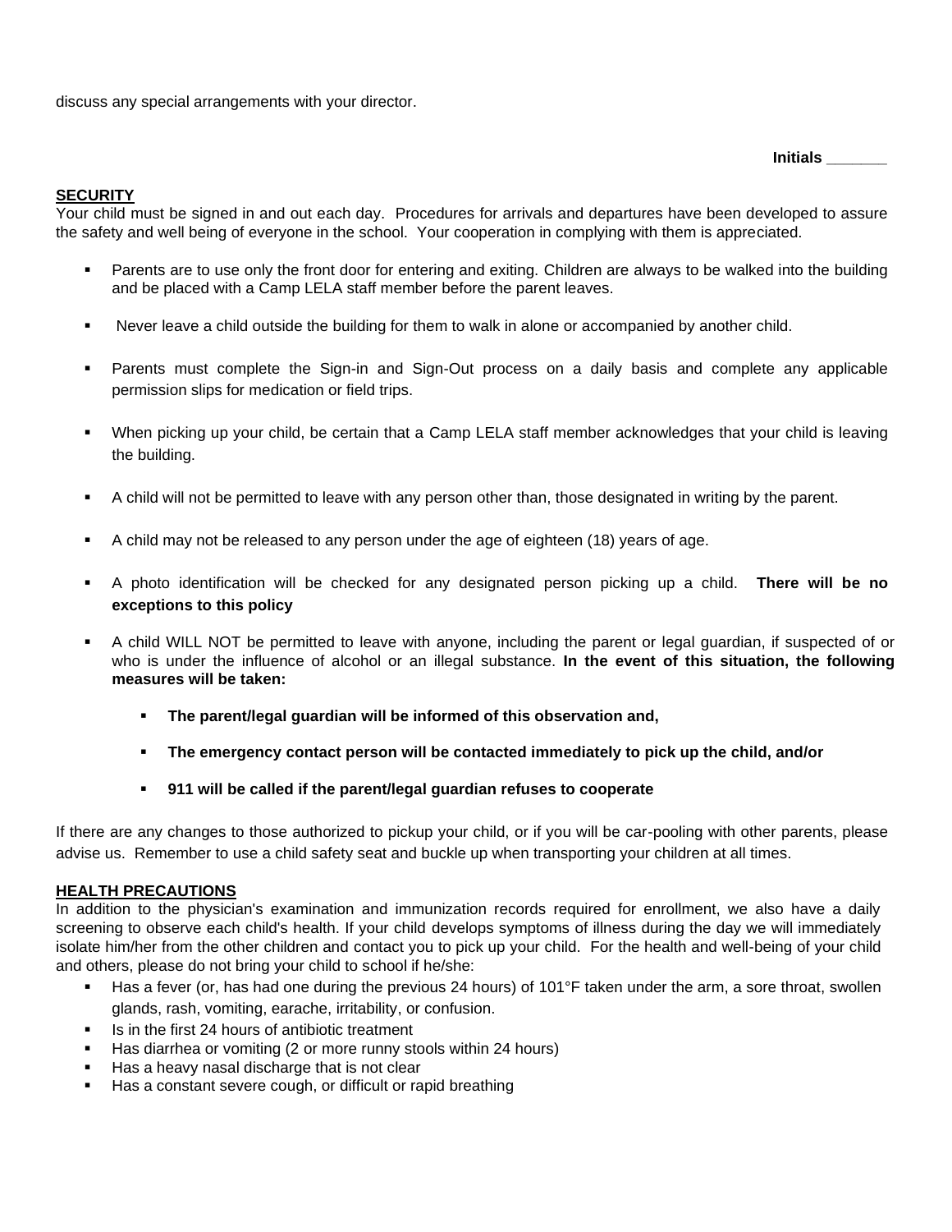discuss any special arrangements with your director.

**Initials _______**

**SECURITY**

Your child must be signed in and out each day. Procedures for arrivals and departures have been developed to assure the safety and well being of everyone in the school. Your cooperation in complying with them is appreciated.

- Parents are to use only the front door for entering and exiting. Children are always to be walked into the building and be placed with a Camp LELA staff member before the parent leaves.
- Never leave a child outside the building for them to walk in alone or accompanied by another child.
- Parents must complete the Sign-in and Sign-Out process on a daily basis and complete any applicable permission slips for medication or field trips.
- When picking up your child, be certain that a Camp LELA staff member acknowledges that your child is leaving the building.
- A child will not be permitted to leave with any person other than, those designated in writing by the parent.
- A child may not be released to any person under the age of eighteen (18) years of age.
- A photo identification will be checked for any designated person picking up a child. **There will be no exceptions to this policy**
- A child WILL NOT be permitted to leave with anyone, including the parent or legal guardian, if suspected of or who is under the influence of alcohol or an illegal substance. **In the event of this situation, the following measures will be taken:**
    - **The parent/legal guardian will be informed of this observation and,**
    - **The emergency contact person will be contacted immediately to pick up the child, and/or**
    - **911 will be called if the parent/legal guardian refuses to cooperate**

If there are any changes to those authorized to pickup your child, or if you will be car-pooling with other parents, please advise us. Remember to use a child safety seat and buckle up when transporting your children at all times.

**HEALTH PRECAUTIONS**

In addition to the physician's examination and immunization records required for enrollment, we also have a daily screening to observe each child's health. If your child develops symptoms of illness during the day we will immediately isolate him/her from the other children and contact you to pick up your child. For the health and well-being of your child and others, please do not bring your child to school if he/she:

- Has a fever (or, has had one during the previous 24 hours) of 101°F taken under the arm, a sore throat, swollen glands, rash, vomiting, earache, irritability, or confusion.
- Is in the first 24 hours of antibiotic treatment
- Has diarrhea or vomiting (2 or more runny stools within 24 hours)
- Has a heavy nasal discharge that is not clear
- Has a constant severe cough, or difficult or rapid breathing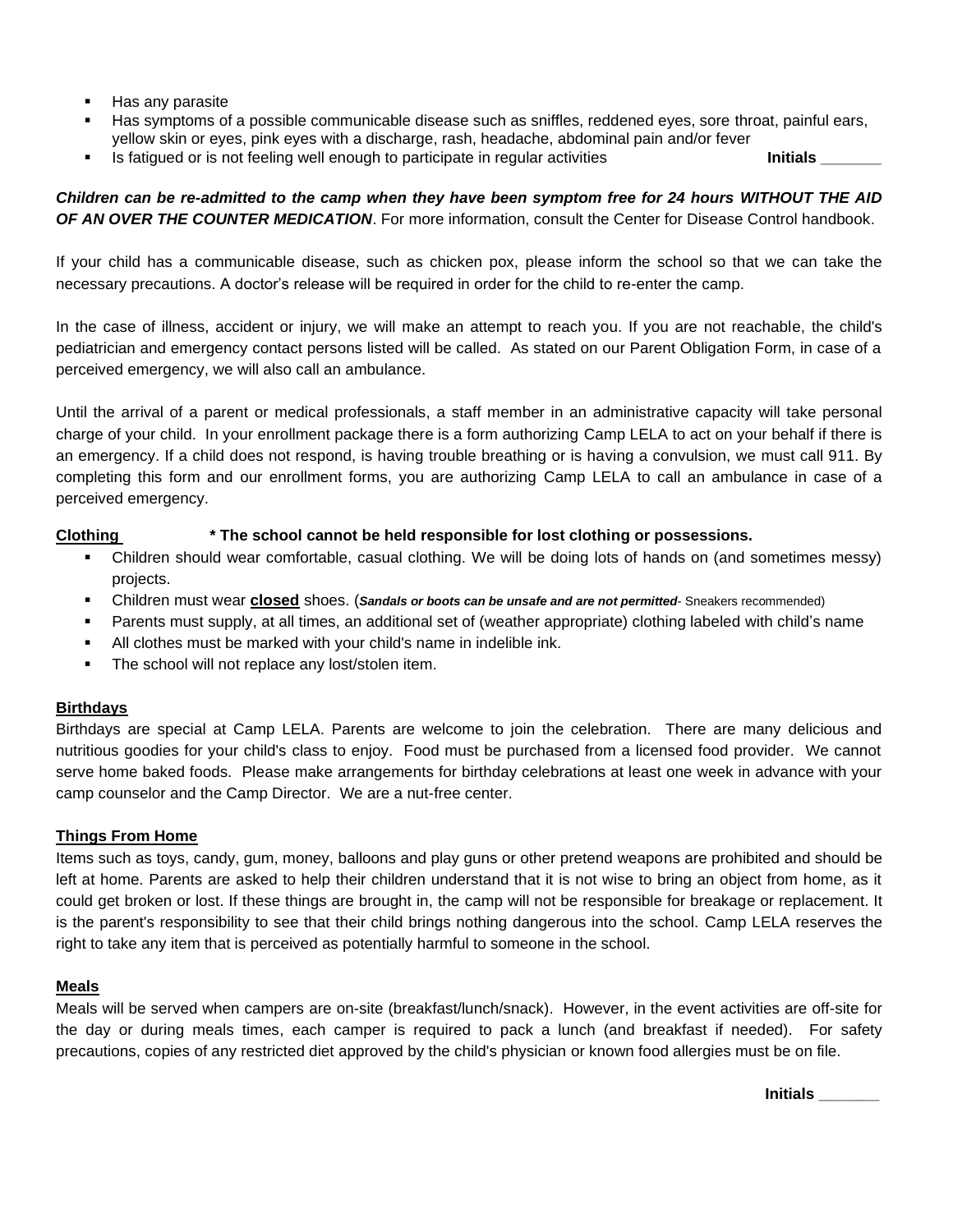- Has any parasite
- Has symptoms of a possible communicable disease such as sniffles, reddened eyes, sore throat, painful ears, yellow skin or eyes, pink eyes with a discharge, rash, headache, abdominal pain and/or fever
- Is fatigued or is not feeling well enough to participate in regular activities **Initials _______**

***Children can be re-admitted to the camp when they have been symptom free for 24 hours WITHOUT THE AID OF AN OVER THE COUNTER MEDICATION***. For more information, consult the Center for Disease Control handbook.

If your child has a communicable disease, such as chicken pox, please inform the school so that we can take the necessary precautions. A doctor's release will be required in order for the child to re-enter the camp.

In the case of illness, accident or injury, we will make an attempt to reach you. If you are not reachable, the child's pediatrician and emergency contact persons listed will be called. As stated on our Parent Obligation Form, in case of a perceived emergency, we will also call an ambulance.

Until the arrival of a parent or medical professionals, a staff member in an administrative capacity will take personal charge of your child. In your enrollment package there is a form authorizing Camp LELA to act on your behalf if there is an emergency. If a child does not respond, is having trouble breathing or is having a convulsion, we must call 911. By completing this form and our enrollment forms, you are authorizing Camp LELA to call an ambulance in case of a perceived emergency.

**<u>Clothing</u>** **\* The school cannot be held responsible for lost clothing or possessions.**

- Children should wear comfortable, casual clothing. We will be doing lots of hands on (and sometimes messy) projects.
- Children must wear **<u>closed</u>** shoes. (***Sandals or boots can be unsafe and are not permitted***- Sneakers recommended)
- Parents must supply, at all times, an additional set of (weather appropriate) clothing labeled with child's name
- All clothes must be marked with your child's name in indelible ink.
- The school will not replace any lost/stolen item.

**<u>Birthdays</u>**

Birthdays are special at Camp LELA. Parents are welcome to join the celebration. There are many delicious and nutritious goodies for your child's class to enjoy. Food must be purchased from a licensed food provider. We cannot serve home baked foods. Please make arrangements for birthday celebrations at least one week in advance with your camp counselor and the Camp Director. We are a nut-free center.

**<u>Things From Home</u>**

Items such as toys, candy, gum, money, balloons and play guns or other pretend weapons are prohibited and should be left at home. Parents are asked to help their children understand that it is not wise to bring an object from home, as it could get broken or lost. If these things are brought in, the camp will not be responsible for breakage or replacement. It is the parent's responsibility to see that their child brings nothing dangerous into the school. Camp LELA reserves the right to take any item that is perceived as potentially harmful to someone in the school.

**<u>Meals</u>**

Meals will be served when campers are on-site (breakfast/lunch/snack). However, in the event activities are off-site for the day or during meals times, each camper is required to pack a lunch (and breakfast if needed). For safety precautions, copies of any restricted diet approved by the child's physician or known food allergies must be on file.

**Initials _______**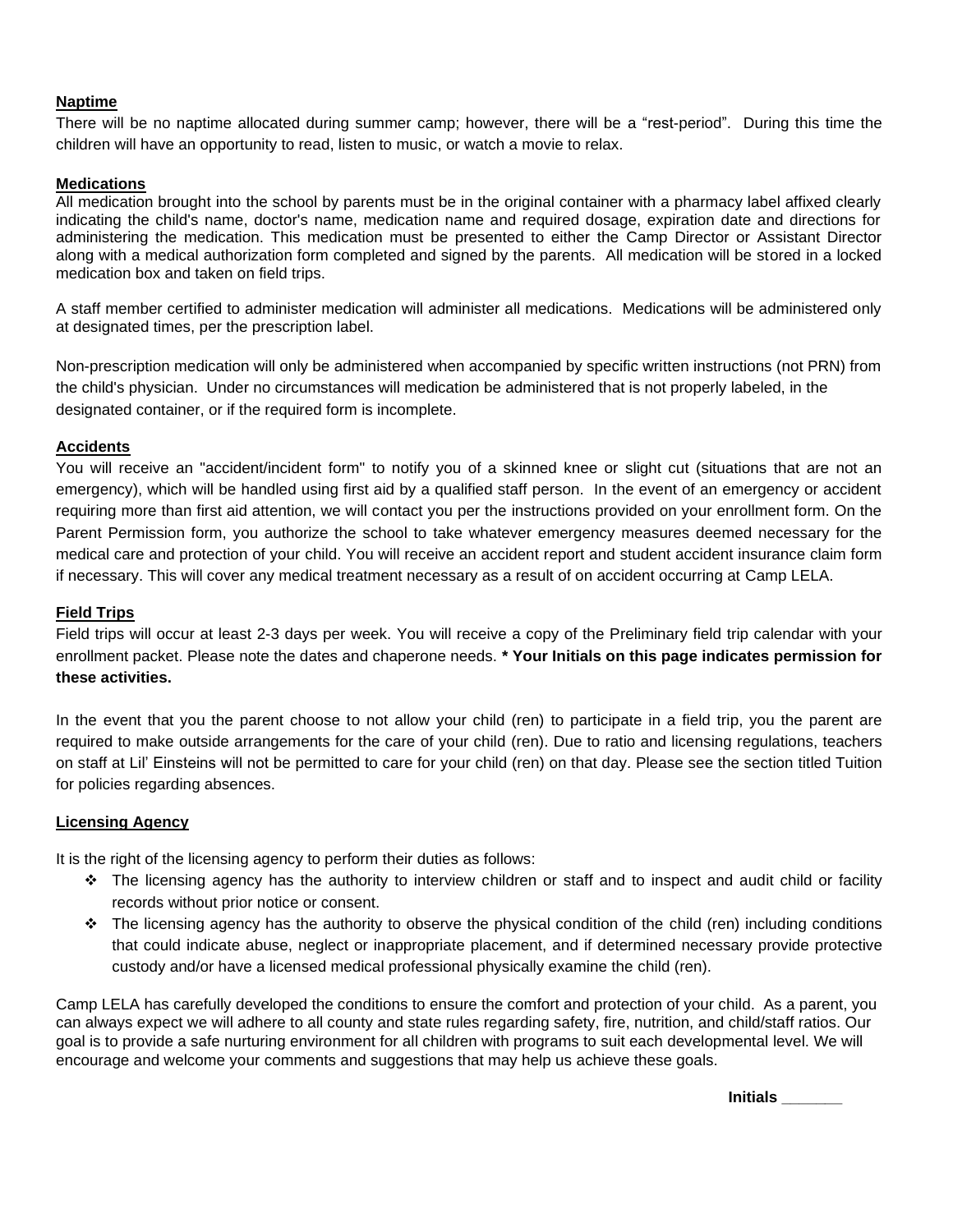**Naptime**

There will be no naptime allocated during summer camp; however, there will be a “rest-period”. During this time the children will have an opportunity to read, listen to music, or watch a movie to relax.

**Medications**

All medication brought into the school by parents must be in the original container with a pharmacy label affixed clearly indicating the child's name, doctor's name, medication name and required dosage, expiration date and directions for administering the medication. This medication must be presented to either the Camp Director or Assistant Director along with a medical authorization form completed and signed by the parents. All medication will be stored in a locked medication box and taken on field trips.

A staff member certified to administer medication will administer all medications. Medications will be administered only at designated times, per the prescription label.

Non-prescription medication will only be administered when accompanied by specific written instructions (not PRN) from the child's physician. Under no circumstances will medication be administered that is not properly labeled, in the designated container, or if the required form is incomplete.

**Accidents**

You will receive an "accident/incident form" to notify you of a skinned knee or slight cut (situations that are not an emergency), which will be handled using first aid by a qualified staff person. In the event of an emergency or accident requiring more than first aid attention, we will contact you per the instructions provided on your enrollment form. On the Parent Permission form, you authorize the school to take whatever emergency measures deemed necessary for the medical care and protection of your child. You will receive an accident report and student accident insurance claim form if necessary. This will cover any medical treatment necessary as a result of on accident occurring at Camp LELA.

**Field Trips**

Field trips will occur at least 2-3 days per week. You will receive a copy of the Preliminary field trip calendar with your enrollment packet. Please note the dates and chaperone needs. **\* Your Initials on this page indicates permission for these activities.**

In the event that you the parent choose to not allow your child (ren) to participate in a field trip, you the parent are required to make outside arrangements for the care of your child (ren). Due to ratio and licensing regulations, teachers on staff at Lil’ Einsteins will not be permitted to care for your child (ren) on that day. Please see the section titled Tuition for policies regarding absences.

**Licensing Agency**

It is the right of the licensing agency to perform their duties as follows:

- The licensing agency has the authority to interview children or staff and to inspect and audit child or facility records without prior notice or consent.
- The licensing agency has the authority to observe the physical condition of the child (ren) including conditions that could indicate abuse, neglect or inappropriate placement, and if determined necessary provide protective custody and/or have a licensed medical professional physically examine the child (ren).

Camp LELA has carefully developed the conditions to ensure the comfort and protection of your child. As a parent, you can always expect we will adhere to all county and state rules regarding safety, fire, nutrition, and child/staff ratios. Our goal is to provide a safe nurturing environment for all children with programs to suit each developmental level. We will encourage and welcome your comments and suggestions that may help us achieve these goals.

**Initials _______**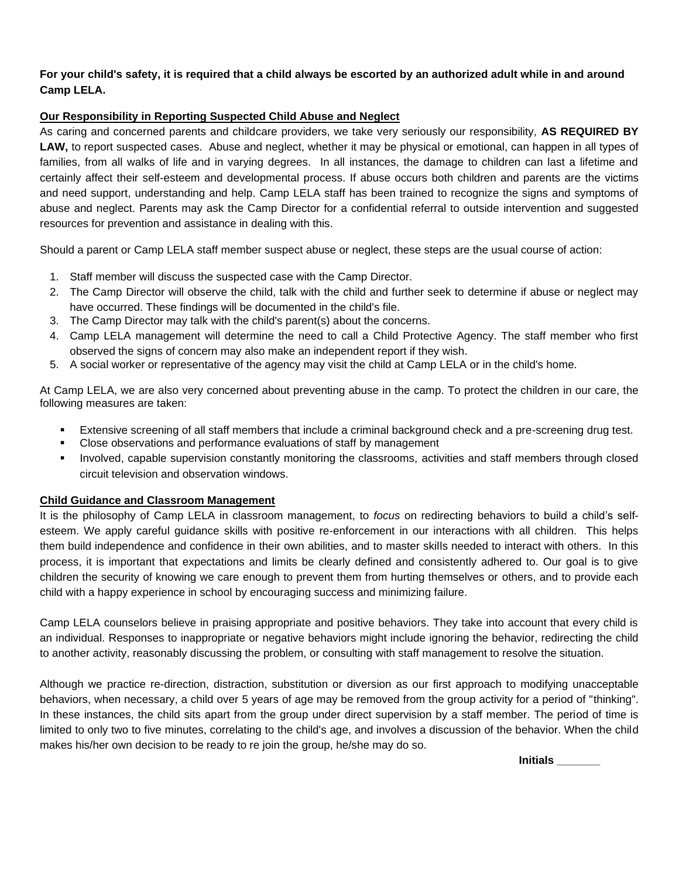**For your child's safety, it is required that a child always be escorted by an authorized adult while in and around Camp LELA.**

**Our Responsibility in Reporting Suspected Child Abuse and Neglect**

As caring and concerned parents and childcare providers, we take very seriously our responsibility, **AS REQUIRED BY LAW,** to report suspected cases. Abuse and neglect, whether it may be physical or emotional, can happen in all types of families, from all walks of life and in varying degrees. In all instances, the damage to children can last a lifetime and certainly affect their self-esteem and developmental process. If abuse occurs both children and parents are the victims and need support, understanding and help. Camp LELA staff has been trained to recognize the signs and symptoms of abuse and neglect. Parents may ask the Camp Director for a confidential referral to outside intervention and suggested resources for prevention and assistance in dealing with this.

Should a parent or Camp LELA staff member suspect abuse or neglect, these steps are the usual course of action:

1. Staff member will discuss the suspected case with the Camp Director.
2. The Camp Director will observe the child, talk with the child and further seek to determine if abuse or neglect may have occurred. These findings will be documented in the child's file.
3. The Camp Director may talk with the child's parent(s) about the concerns.
4. Camp LELA management will determine the need to call a Child Protective Agency. The staff member who first observed the signs of concern may also make an independent report if they wish.
5. A social worker or representative of the agency may visit the child at Camp LELA or in the child's home.

At Camp LELA, we are also very concerned about preventing abuse in the camp. To protect the children in our care, the following measures are taken:

- Extensive screening of all staff members that include a criminal background check and a pre-screening drug test.
- Close observations and performance evaluations of staff by management
- Involved, capable supervision constantly monitoring the classrooms, activities and staff members through closed circuit television and observation windows.

**Child Guidance and Classroom Management**

It is the philosophy of Camp LELA in classroom management, to *focus* on redirecting behaviors to build a child's self-esteem. We apply careful guidance skills with positive re-enforcement in our interactions with all children. This helps them build independence and confidence in their own abilities, and to master skills needed to interact with others. In this process, it is important that expectations and limits be clearly defined and consistently adhered to. Our goal is to give children the security of knowing we care enough to prevent them from hurting themselves or others, and to provide each child with a happy experience in school by encouraging success and minimizing failure.

Camp LELA counselors believe in praising appropriate and positive behaviors. They take into account that every child is an individual. Responses to inappropriate or negative behaviors might include ignoring the behavior, redirecting the child to another activity, reasonably discussing the problem, or consulting with staff management to resolve the situation.

Although we practice re-direction, distraction, substitution or diversion as our first approach to modifying unacceptable behaviors, when necessary, a child over 5 years of age may be removed from the group activity for a period of "thinking". In these instances, the child sits apart from the group under direct supervision by a staff member. The period of time is limited to only two to five minutes, correlating to the child's age, and involves a discussion of the behavior. When the child makes his/her own decision to be ready to re join the group, he/she may do so.

**Initials _______**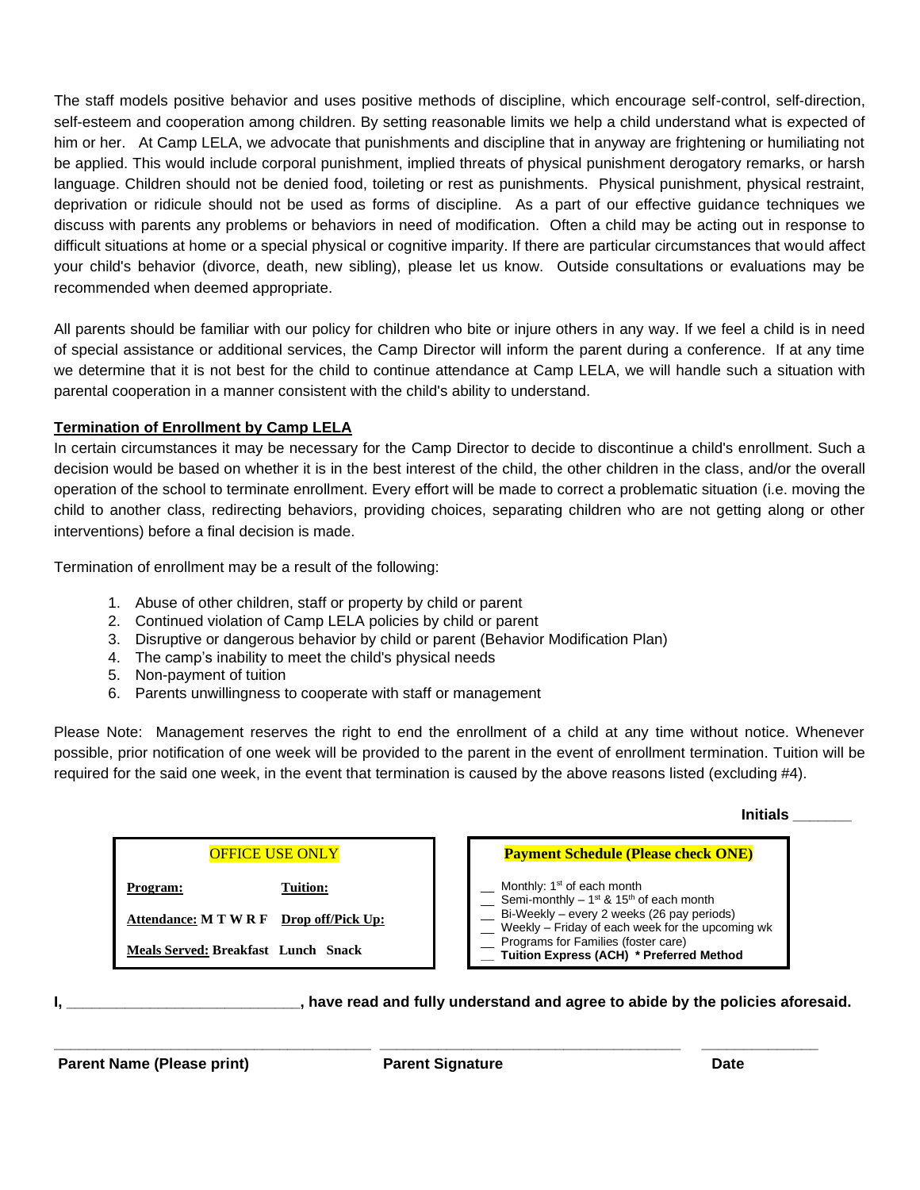The staff models positive behavior and uses positive methods of discipline, which encourage self-control, self-direction, self-esteem and cooperation among children. By setting reasonable limits we help a child understand what is expected of him or her. At Camp LELA, we advocate that punishments and discipline that in anyway are frightening or humiliating not be applied. This would include corporal punishment, implied threats of physical punishment derogatory remarks, or harsh language. Children should not be denied food, toileting or rest as punishments. Physical punishment, physical restraint, deprivation or ridicule should not be used as forms of discipline. As a part of our effective guidance techniques we discuss with parents any problems or behaviors in need of modification. Often a child may be acting out in response to difficult situations at home or a special physical or cognitive imparity. If there are particular circumstances that would affect your child's behavior (divorce, death, new sibling), please let us know. Outside consultations or evaluations may be recommended when deemed appropriate.

All parents should be familiar with our policy for children who bite or injure others in any way. If we feel a child is in need of special assistance or additional services, the Camp Director will inform the parent during a conference. If at any time we determine that it is not best for the child to continue attendance at Camp LELA, we will handle such a situation with parental cooperation in a manner consistent with the child's ability to understand.

**Termination of Enrollment by Camp LELA**

In certain circumstances it may be necessary for the Camp Director to decide to discontinue a child's enrollment. Such a decision would be based on whether it is in the best interest of the child, the other children in the class, and/or the overall operation of the school to terminate enrollment. Every effort will be made to correct a problematic situation (i.e. moving the child to another class, redirecting behaviors, providing choices, separating children who are not getting along or other interventions) before a final decision is made.

Termination of enrollment may be a result of the following:

1. Abuse of other children, staff or property by child or parent
2. Continued violation of Camp LELA policies by child or parent
3. Disruptive or dangerous behavior by child or parent (Behavior Modification Plan)
4. The camp's inability to meet the child's physical needs
5. Non-payment of tuition
6. Parents unwillingness to cooperate with staff or management

Please Note: Management reserves the right to end the enrollment of a child at any time without notice. Whenever possible, prior notification of one week will be provided to the parent in the event of enrollment termination. Tuition will be required for the said one week, in the event that termination is caused by the above reasons listed (excluding #4).

**Initials _______**

OFFICE USE ONLY

**Program:** **Tuition:**

**Attendance: M T W R F** **Drop off/Pick Up:**

**Meals Served: Breakfast Lunch Snack**

**Payment Schedule (Please check ONE)**

- __ Monthly: 1st of each month
- __ Semi-monthly – 1st & 15th of each month
- __ Bi-Weekly – every 2 weeks (26 pay periods)
- __ Weekly – Friday of each week for the upcoming wk
- __ Programs for Families (foster care)
- __ **Tuition Express (ACH) * Preferred Method**

**I, ____________________________, have read and fully understand and agree to abide by the policies aforesaid.**

| ______________________________ | ______________________________ | ______________ |
|---|---|---|
| **Parent Name (Please print)** | **Parent Signature** | **Date** |